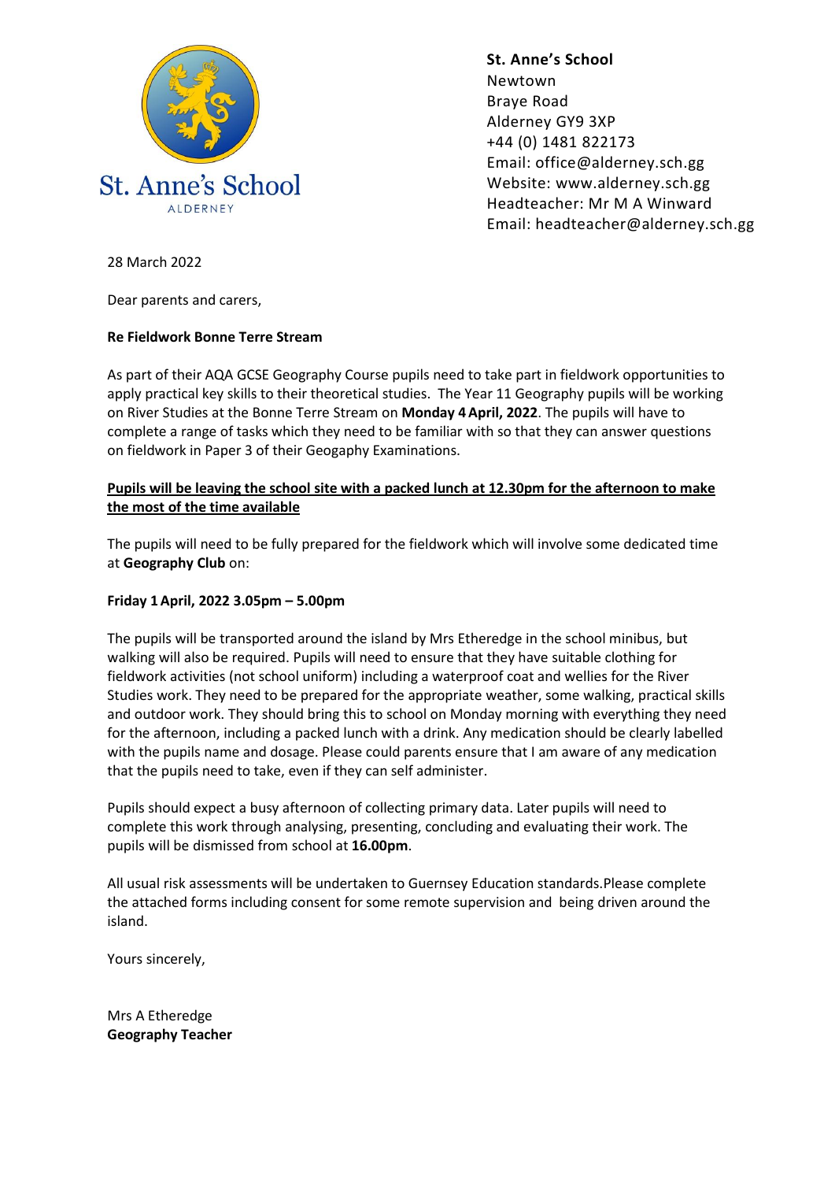St. Anne's School
ALDERNEY

**St. Anne's School**
Newtown
Braye Road
Alderney GY9 3XP
+44 (0) 1481 822173
Email: office@alderney.sch.gg
Website: www.alderney.sch.gg
Headteacher: Mr M A Winward
Email: headteacher@alderney.sch.gg

28 March 2022

Dear parents and carers,

**Re Fieldwork Bonne Terre Stream**

As part of their AQA GCSE Geography Course pupils need to take part in fieldwork opportunities to apply practical key skills to their theoretical studies. The Year 11 Geography pupils will be working on River Studies at the Bonne Terre Stream on **Monday 4 April, 2022**. The pupils will have to complete a range of tasks which they need to be familiar with so that they can answer questions on fieldwork in Paper 3 of their Geogaphy Examinations.

<u>**Pupils will be leaving the school site with a packed lunch at 12.30pm for the afternoon to make the most of the time available**</u>

The pupils will need to be fully prepared for the fieldwork which will involve some dedicated time at **Geography Club** on:

**Friday 1 April, 2022 3.05pm – 5.00pm**

The pupils will be transported around the island by Mrs Etheredge in the school minibus, but walking will also be required. Pupils will need to ensure that they have suitable clothing for fieldwork activities (not school uniform) including a waterproof coat and wellies for the River Studies work. They need to be prepared for the appropriate weather, some walking, practical skills and outdoor work. They should bring this to school on Monday morning with everything they need for the afternoon, including a packed lunch with a drink. Any medication should be clearly labelled with the pupils name and dosage. Please could parents ensure that I am aware of any medication that the pupils need to take, even if they can self administer.

Pupils should expect a busy afternoon of collecting primary data. Later pupils will need to complete this work through analysing, presenting, concluding and evaluating their work. The pupils will be dismissed from school at **16.00pm**.

All usual risk assessments will be undertaken to Guernsey Education standards.Please complete the attached forms including consent for some remote supervision and being driven around the island.

Yours sincerely,

Mrs A Etheredge
**Geography Teacher**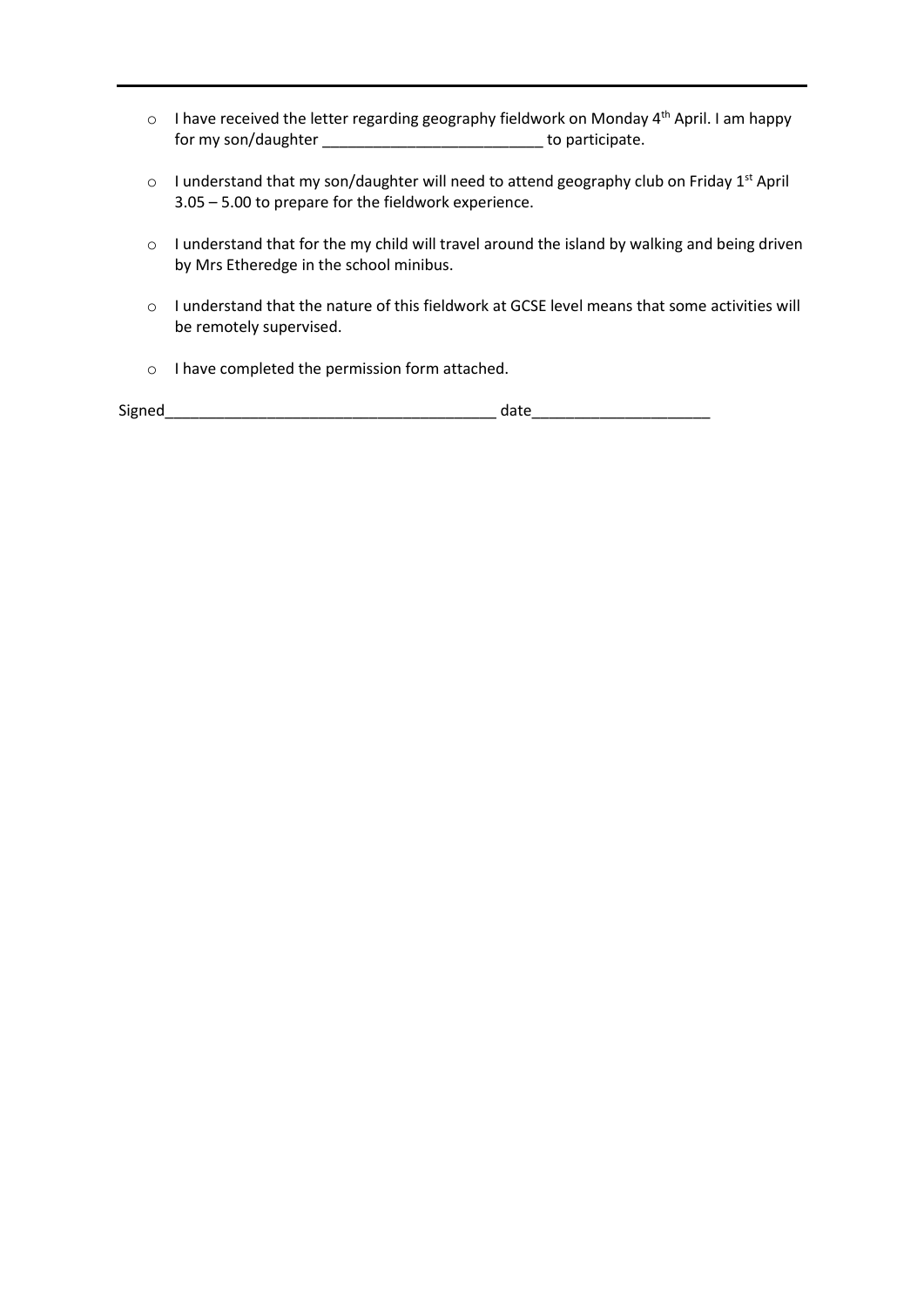---

- I have received the letter regarding geography fieldwork on Monday 4th April. I am happy for my son/daughter __________________________ to participate.

- I understand that my son/daughter will need to attend geography club on Friday 1st April 3.05 – 5.00 to prepare for the fieldwork experience.

- I understand that for the my child will travel around the island by walking and being driven by Mrs Etheredge in the school minibus.

- I understand that the nature of this fieldwork at GCSE level means that some activities will be remotely supervised.

- I have completed the permission form attached.

Signed________________________________________ date_____________________